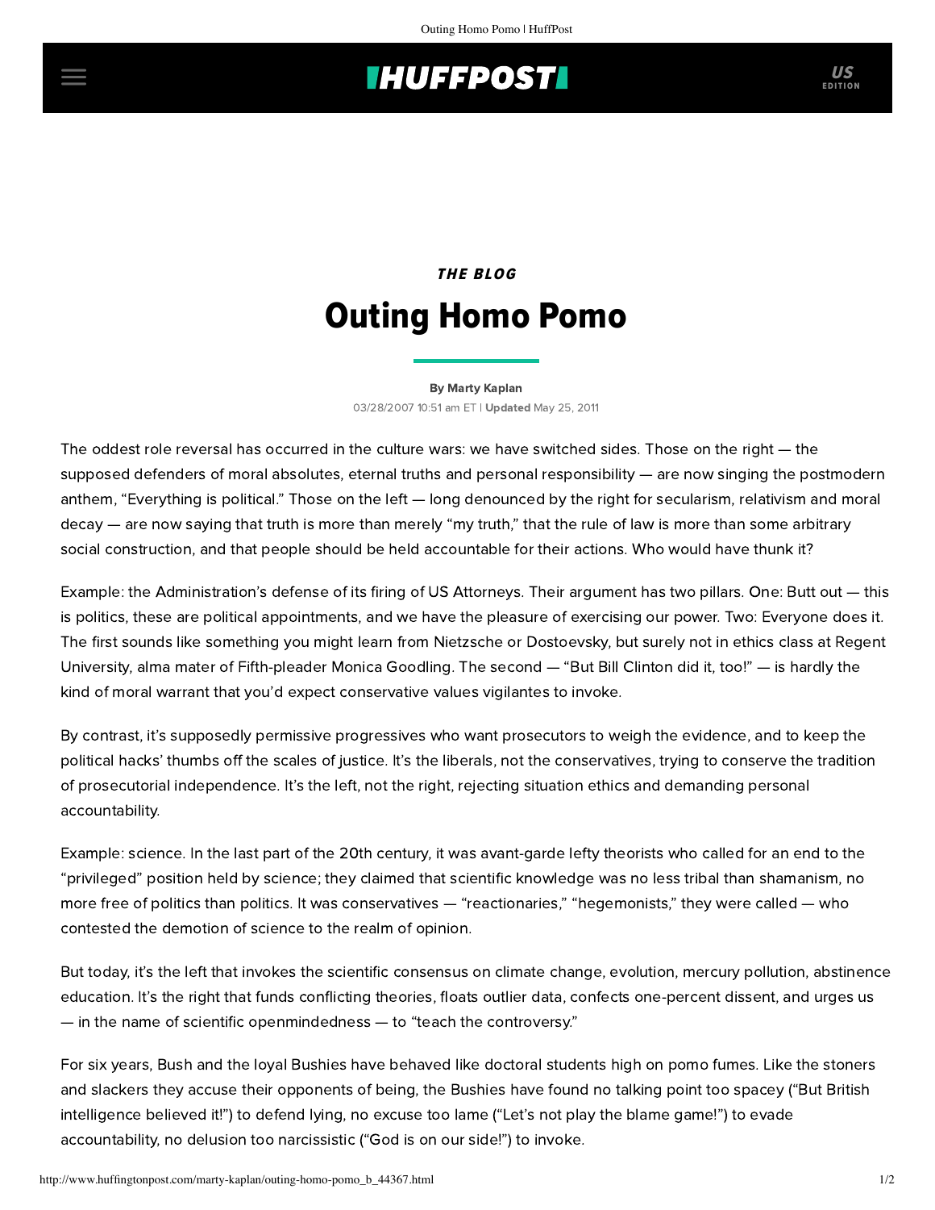THE BLOG

# Outing Homo Pomo

By Marty Kaplan

03/28/2007 10:51 am ET | **Updated** May 25, 2011

The oddest role reversal has occurred in the culture wars: we have switched sides. Those on the right — the supposed defenders of moral absolutes, eternal truths and personal responsibility — are now singing the postmodern anthem, "Everything is political." Those on the left — long denounced by the right for secularism, relativism and moral decay — are now saying that truth is more than merely "my truth," that the rule of law is more than some arbitrary social construction, and that people should be held accountable for their actions. Who would have thunk it?

Example: the Administration's defense of its firing of US Attorneys. Their argument has two pillars. One: Butt out — this is politics, these are political appointments, and we have the pleasure of exercising our power. Two: Everyone does it. The first sounds like something you might learn from Nietzsche or Dostoevsky, but surely not in ethics class at Regent University, alma mater of Fifth-pleader Monica Goodling. The second — "But Bill Clinton did it, too!" — is hardly the kind of moral warrant that you'd expect conservative values vigilantes to invoke.

By contrast, it's supposedly permissive progressives who want prosecutors to weigh the evidence, and to keep the political hacks' thumbs off the scales of justice. It's the liberals, not the conservatives, trying to conserve the tradition of prosecutorial independence. It's the left, not the right, rejecting situation ethics and demanding personal accountability.

Example: science. In the last part of the 20th century, it was avant-garde lefty theorists who called for an end to the "privileged" position held by science; they claimed that scientific knowledge was no less tribal than shamanism, no more free of politics than politics. It was conservatives — "reactionaries," "hegemonists," they were called — who contested the demotion of science to the realm of opinion.

But today, it's the left that invokes the scientific consensus on climate change, evolution, mercury pollution, abstinence education. It's the right that funds conflicting theories, floats outlier data, confects one-percent dissent, and urges us — in the name of scientific openmindedness — to "teach the controversy."

For six years, Bush and the loyal Bushies have behaved like doctoral students high on pomo fumes. Like the stoners and slackers they accuse their opponents of being, the Bushies have found no talking point too spacey ("But British intelligence believed it!") to defend lying, no excuse too lame ("Let's not play the blame game!") to evade accountability, no delusion too narcissistic ("God is on our side!") to invoke.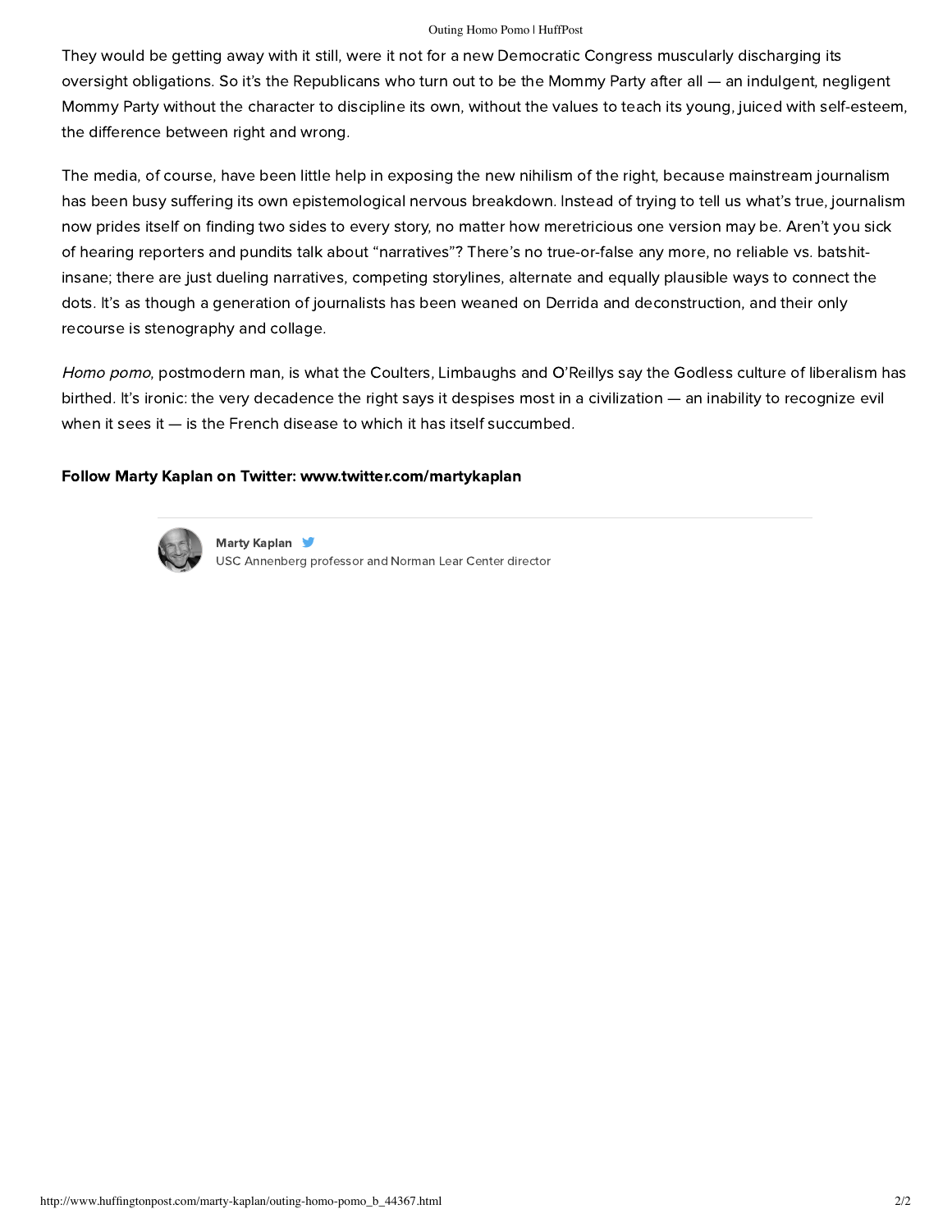They would be getting away with it still, were it not for a new Democratic Congress muscularly discharging its oversight obligations. So it's the Republicans who turn out to be the Mommy Party after all — an indulgent, negligent Mommy Party without the character to discipline its own, without the values to teach its young, juiced with self-esteem, the difference between right and wrong.

The media, of course, have been little help in exposing the new nihilism of the right, because mainstream journalism has been busy suffering its own epistemological nervous breakdown. Instead of trying to tell us what's true, journalism now prides itself on finding two sides to every story, no matter how meretricious one version may be. Aren't you sick of hearing reporters and pundits talk about "narratives"? There's no true-or-false any more, no reliable vs. batshit-insane; there are just dueling narratives, competing storylines, alternate and equally plausible ways to connect the dots. It's as though a generation of journalists has been weaned on Derrida and deconstruction, and their only recourse is stenography and collage.

*Homo pomo*, postmodern man, is what the Coulters, Limbaughs and O'Reillys say the Godless culture of liberalism has birthed. It's ironic: the very decadence the right says it despises most in a civilization — an inability to recognize evil when it sees it — is the French disease to which it has itself succumbed.

**Follow Marty Kaplan on Twitter: www.twitter.com/martykaplan**

**Marty Kaplan**
USC Annenberg professor and Norman Lear Center director